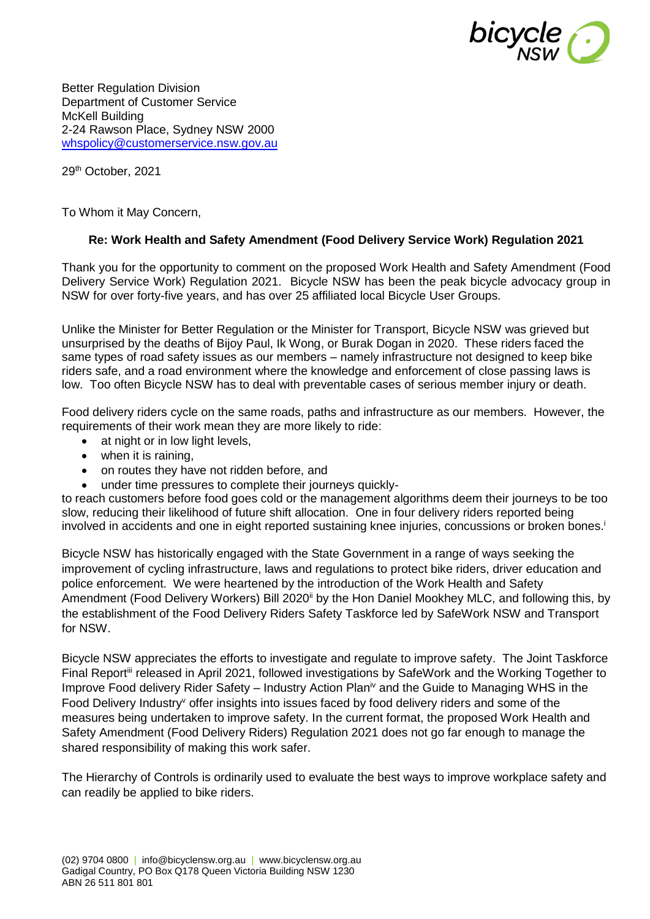Better Regulation Division
Department of Customer Service
McKell Building
2-24 Rawson Place, Sydney NSW 2000
whspolicy@customerservice.nsw.gov.au

29th October, 2021

To Whom it May Concern,

**Re: Work Health and Safety Amendment (Food Delivery Service Work) Regulation 2021**

Thank you for the opportunity to comment on the proposed Work Health and Safety Amendment (Food Delivery Service Work) Regulation 2021. Bicycle NSW has been the peak bicycle advocacy group in NSW for over forty-five years, and has over 25 affiliated local Bicycle User Groups.

Unlike the Minister for Better Regulation or the Minister for Transport, Bicycle NSW was grieved but unsurprised by the deaths of Bijoy Paul, Ik Wong, or Burak Dogan in 2020. These riders faced the same types of road safety issues as our members – namely infrastructure not designed to keep bike riders safe, and a road environment where the knowledge and enforcement of close passing laws is low. Too often Bicycle NSW has to deal with preventable cases of serious member injury or death.

Food delivery riders cycle on the same roads, paths and infrastructure as our members. However, the requirements of their work mean they are more likely to ride:

- at night or in low light levels,
- when it is raining,
- on routes they have not ridden before, and
- under time pressures to complete their journeys quickly-

to reach customers before food goes cold or the management algorithms deem their journeys to be too slow, reducing their likelihood of future shift allocation. One in four delivery riders reported being involved in accidents and one in eight reported sustaining knee injuries, concussions or broken bones.[i]

Bicycle NSW has historically engaged with the State Government in a range of ways seeking the improvement of cycling infrastructure, laws and regulations to protect bike riders, driver education and police enforcement. We were heartened by the introduction of the Work Health and Safety Amendment (Food Delivery Workers) Bill 2020[ii] by the Hon Daniel Mookhey MLC, and following this, by the establishment of the Food Delivery Riders Safety Taskforce led by SafeWork NSW and Transport for NSW.

Bicycle NSW appreciates the efforts to investigate and regulate to improve safety. The Joint Taskforce Final Report[iii] released in April 2021, followed investigations by SafeWork and the Working Together to Improve Food delivery Rider Safety – Industry Action Plan[iv] and the Guide to Managing WHS in the Food Delivery Industry[v] offer insights into issues faced by food delivery riders and some of the measures being undertaken to improve safety. In the current format, the proposed Work Health and Safety Amendment (Food Delivery Riders) Regulation 2021 does not go far enough to manage the shared responsibility of making this work safer.

The Hierarchy of Controls is ordinarily used to evaluate the best ways to improve workplace safety and can readily be applied to bike riders.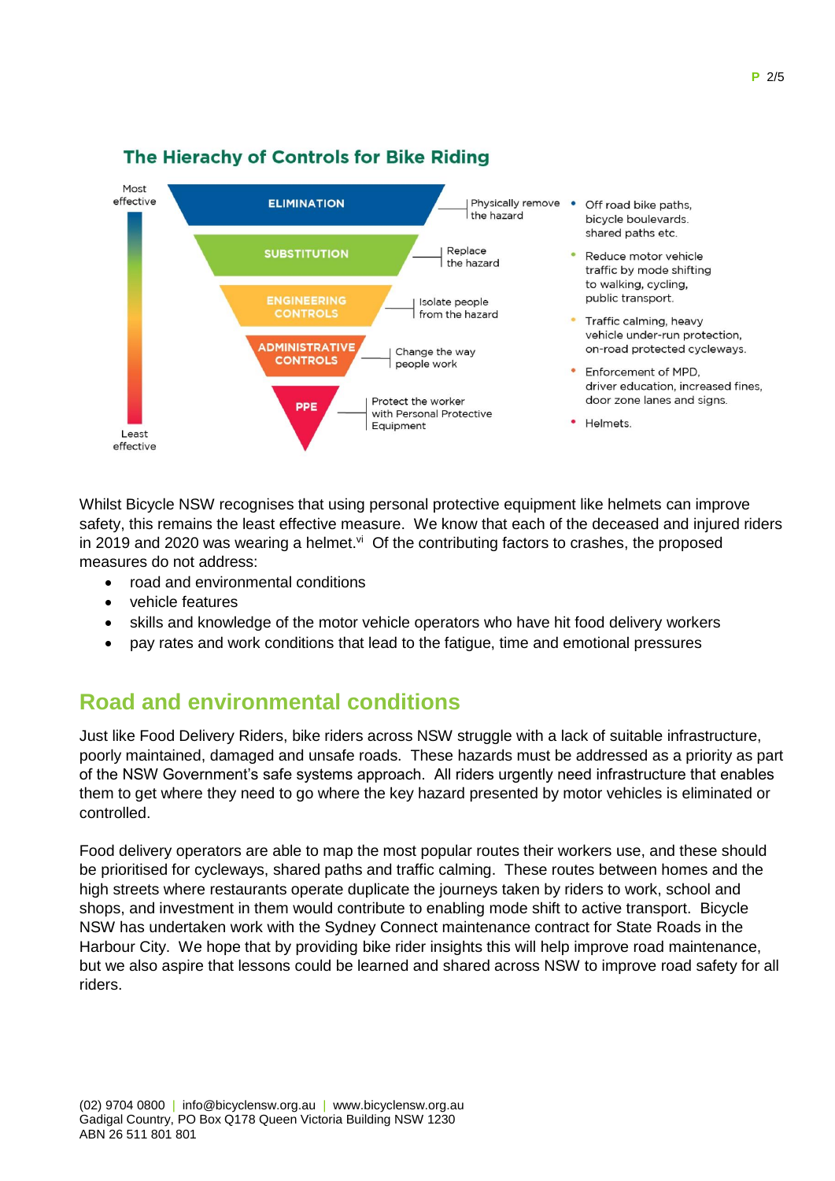## The Hierachy of Controls for Bike Riding

| Level | Control | Description | Examples |
|---|---|---|---|
| Most effective | ELIMINATION | Physically remove the hazard | Off road bike paths, bicycle boulevards. shared paths etc. |
| | SUBSTITUTION | Replace the hazard | Reduce motor vehicle traffic by mode shifting to walking, cycling, public transport. |
| | ENGINEERING CONTROLS | Isolate people from the hazard | Traffic calming, heavy vehicle under-run protection, on-road protected cycleways. |
| | ADMINISTRATIVE CONTROLS | Change the way people work | Enforcement of MPD, driver education, increased fines, door zone lanes and signs. |
| Least effective | PPE | Protect the worker with Personal Protective Equipment | Helmets. |

Whilst Bicycle NSW recognises that using personal protective equipment like helmets can improve safety, this remains the least effective measure. We know that each of the deceased and injured riders in 2019 and 2020 was wearing a helmet.[vi] Of the contributing factors to crashes, the proposed measures do not address:

- road and environmental conditions
- vehicle features
- skills and knowledge of the motor vehicle operators who have hit food delivery workers
- pay rates and work conditions that lead to the fatigue, time and emotional pressures

## Road and environmental conditions

Just like Food Delivery Riders, bike riders across NSW struggle with a lack of suitable infrastructure, poorly maintained, damaged and unsafe roads. These hazards must be addressed as a priority as part of the NSW Government's safe systems approach. All riders urgently need infrastructure that enables them to get where they need to go where the key hazard presented by motor vehicles is eliminated or controlled.

Food delivery operators are able to map the most popular routes their workers use, and these should be prioritised for cycleways, shared paths and traffic calming. These routes between homes and the high streets where restaurants operate duplicate the journeys taken by riders to work, school and shops, and investment in them would contribute to enabling mode shift to active transport. Bicycle NSW has undertaken work with the Sydney Connect maintenance contract for State Roads in the Harbour City. We hope that by providing bike rider insights this will help improve road maintenance, but we also aspire that lessons could be learned and shared across NSW to improve road safety for all riders.

(02) 9704 0800 | info@bicyclensw.org.au | www.bicyclensw.org.au
Gadigal Country, PO Box Q178 Queen Victoria Building NSW 1230
ABN 26 511 801 801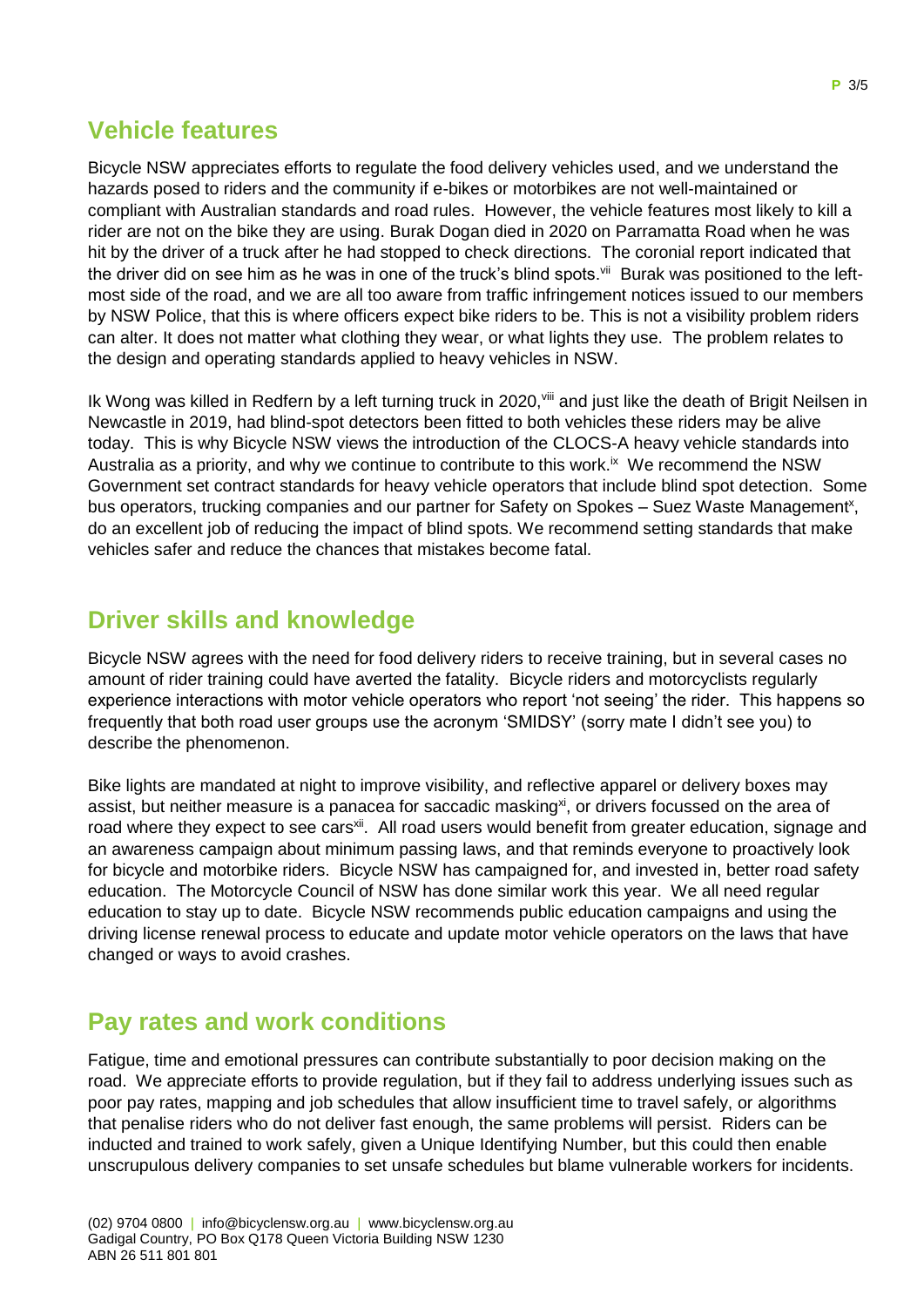## Vehicle features

Bicycle NSW appreciates efforts to regulate the food delivery vehicles used, and we understand the hazards posed to riders and the community if e-bikes or motorbikes are not well-maintained or compliant with Australian standards and road rules. However, the vehicle features most likely to kill a rider are not on the bike they are using. Burak Dogan died in 2020 on Parramatta Road when he was hit by the driver of a truck after he had stopped to check directions. The coronial report indicated that the driver did on see him as he was in one of the truck's blind spots.[vii] Burak was positioned to the left-most side of the road, and we are all too aware from traffic infringement notices issued to our members by NSW Police, that this is where officers expect bike riders to be. This is not a visibility problem riders can alter. It does not matter what clothing they wear, or what lights they use. The problem relates to the design and operating standards applied to heavy vehicles in NSW.

Ik Wong was killed in Redfern by a left turning truck in 2020,[viii] and just like the death of Brigit Neilsen in Newcastle in 2019, had blind-spot detectors been fitted to both vehicles these riders may be alive today. This is why Bicycle NSW views the introduction of the CLOCS-A heavy vehicle standards into Australia as a priority, and why we continue to contribute to this work.[ix] We recommend the NSW Government set contract standards for heavy vehicle operators that include blind spot detection. Some bus operators, trucking companies and our partner for Safety on Spokes – Suez Waste Management[x], do an excellent job of reducing the impact of blind spots. We recommend setting standards that make vehicles safer and reduce the chances that mistakes become fatal.

## Driver skills and knowledge

Bicycle NSW agrees with the need for food delivery riders to receive training, but in several cases no amount of rider training could have averted the fatality. Bicycle riders and motorcyclists regularly experience interactions with motor vehicle operators who report 'not seeing' the rider. This happens so frequently that both road user groups use the acronym 'SMIDSY' (sorry mate I didn't see you) to describe the phenomenon.

Bike lights are mandated at night to improve visibility, and reflective apparel or delivery boxes may assist, but neither measure is a panacea for saccadic masking[xi], or drivers focussed on the area of road where they expect to see cars[xii]. All road users would benefit from greater education, signage and an awareness campaign about minimum passing laws, and that reminds everyone to proactively look for bicycle and motorbike riders. Bicycle NSW has campaigned for, and invested in, better road safety education. The Motorcycle Council of NSW has done similar work this year. We all need regular education to stay up to date. Bicycle NSW recommends public education campaigns and using the driving license renewal process to educate and update motor vehicle operators on the laws that have changed or ways to avoid crashes.

## Pay rates and work conditions

Fatigue, time and emotional pressures can contribute substantially to poor decision making on the road. We appreciate efforts to provide regulation, but if they fail to address underlying issues such as poor pay rates, mapping and job schedules that allow insufficient time to travel safely, or algorithms that penalise riders who do not deliver fast enough, the same problems will persist. Riders can be inducted and trained to work safely, given a Unique Identifying Number, but this could then enable unscrupulous delivery companies to set unsafe schedules but blame vulnerable workers for incidents.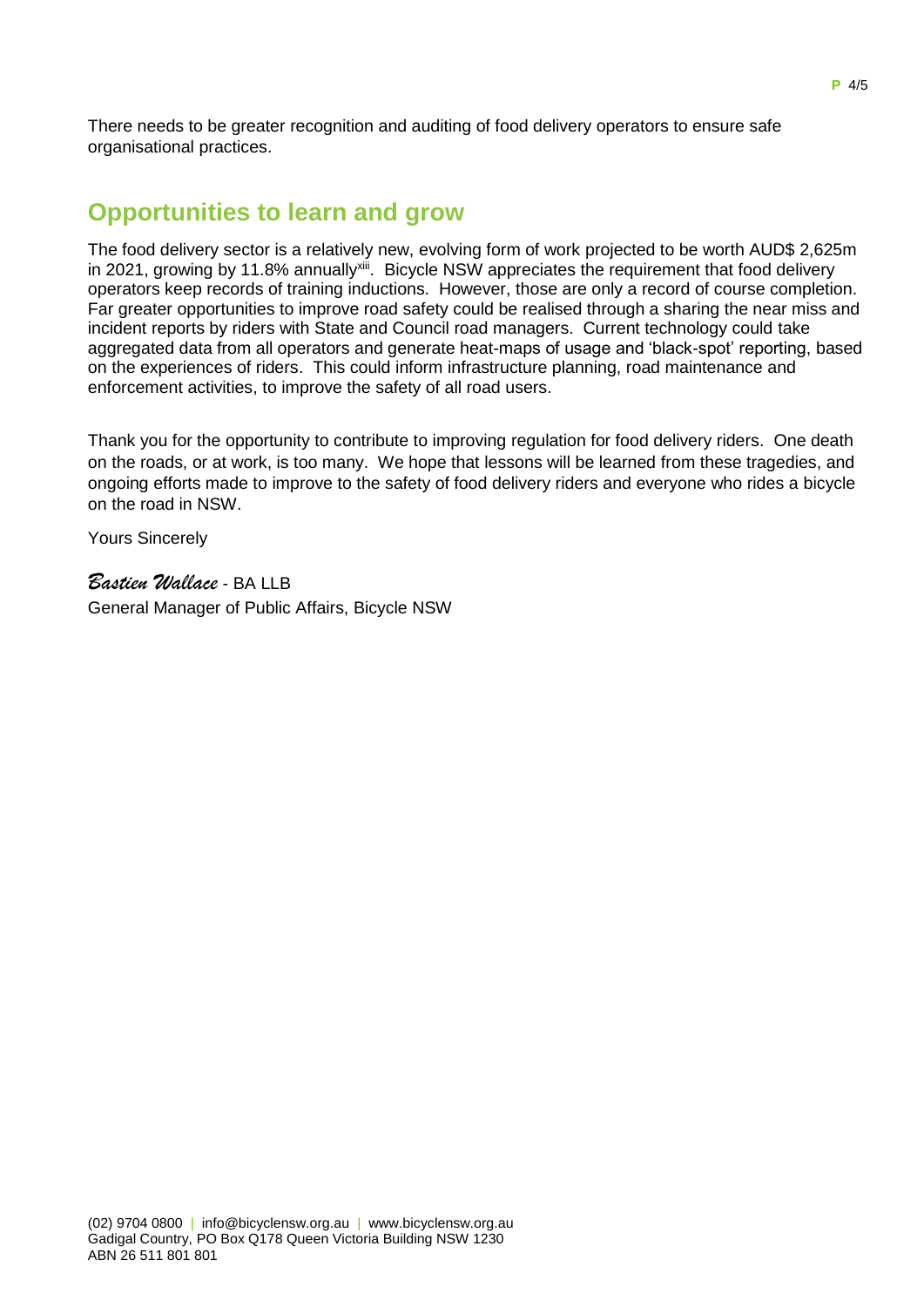There needs to be greater recognition and auditing of food delivery operators to ensure safe organisational practices.

## Opportunities to learn and grow

The food delivery sector is a relatively new, evolving form of work projected to be worth AUD$ 2,625m in 2021, growing by 11.8% annually[xiii]. Bicycle NSW appreciates the requirement that food delivery operators keep records of training inductions. However, those are only a record of course completion. Far greater opportunities to improve road safety could be realised through a sharing the near miss and incident reports by riders with State and Council road managers. Current technology could take aggregated data from all operators and generate heat-maps of usage and 'black-spot' reporting, based on the experiences of riders. This could inform infrastructure planning, road maintenance and enforcement activities, to improve the safety of all road users.

Thank you for the opportunity to contribute to improving regulation for food delivery riders. One death on the roads, or at work, is too many. We hope that lessons will be learned from these tragedies, and ongoing efforts made to improve to the safety of food delivery riders and everyone who rides a bicycle on the road in NSW.

Yours Sincerely

*Bastien Wallace* - BA LLB
General Manager of Public Affairs, Bicycle NSW

(02) 9704 0800 | info@bicyclensw.org.au | www.bicyclensw.org.au
Gadigal Country, PO Box Q178 Queen Victoria Building NSW 1230
ABN 26 511 801 801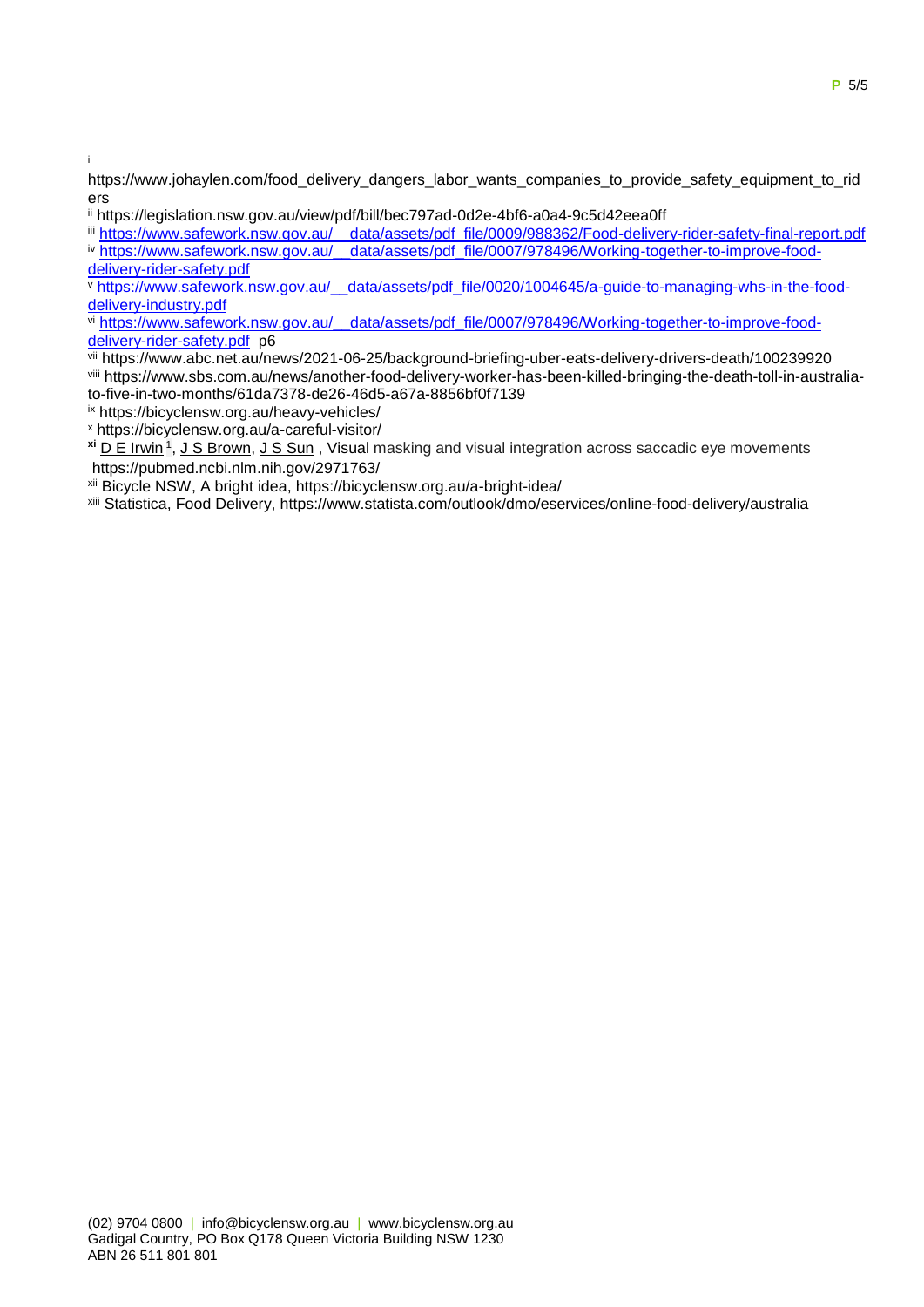[i] https://www.johaylen.com/food_delivery_dangers_labor_wants_companies_to_provide_safety_equipment_to_riders

[ii] https://legislation.nsw.gov.au/view/pdf/bill/bec797ad-0d2e-4bf6-a0a4-9c5d42eea0ff

[iii] https://www.safework.nsw.gov.au/__data/assets/pdf_file/0009/988362/Food-delivery-rider-safety-final-report.pdf

[iv] https://www.safework.nsw.gov.au/__data/assets/pdf_file/0007/978496/Working-together-to-improve-food-delivery-rider-safety.pdf

[v] https://www.safework.nsw.gov.au/__data/assets/pdf_file/0020/1004645/a-guide-to-managing-whs-in-the-food-delivery-industry.pdf

[vi] https://www.safework.nsw.gov.au/__data/assets/pdf_file/0007/978496/Working-together-to-improve-food-delivery-rider-safety.pdf p6

[vii] https://www.abc.net.au/news/2021-06-25/background-briefing-uber-eats-delivery-drivers-death/100239920

[viii] https://www.sbs.com.au/news/another-food-delivery-worker-has-been-killed-bringing-the-death-toll-in-australia-to-five-in-two-months/61da7378-de26-46d5-a67a-8856bf0f7139

[ix] https://bicyclensw.org.au/heavy-vehicles/

[x] https://bicyclensw.org.au/a-careful-visitor/

[xi] D E Irwin[1], J S Brown, J S Sun , Visual masking and visual integration across saccadic eye movements https://pubmed.ncbi.nlm.nih.gov/2971763/

[xii] Bicycle NSW, A bright idea, https://bicyclensw.org.au/a-bright-idea/

[xiii] Statistica, Food Delivery, https://www.statista.com/outlook/dmo/eservices/online-food-delivery/australia

(02) 9704 0800 | info@bicyclensw.org.au | www.bicyclensw.org.au
Gadigal Country, PO Box Q178 Queen Victoria Building NSW 1230
ABN 26 511 801 801